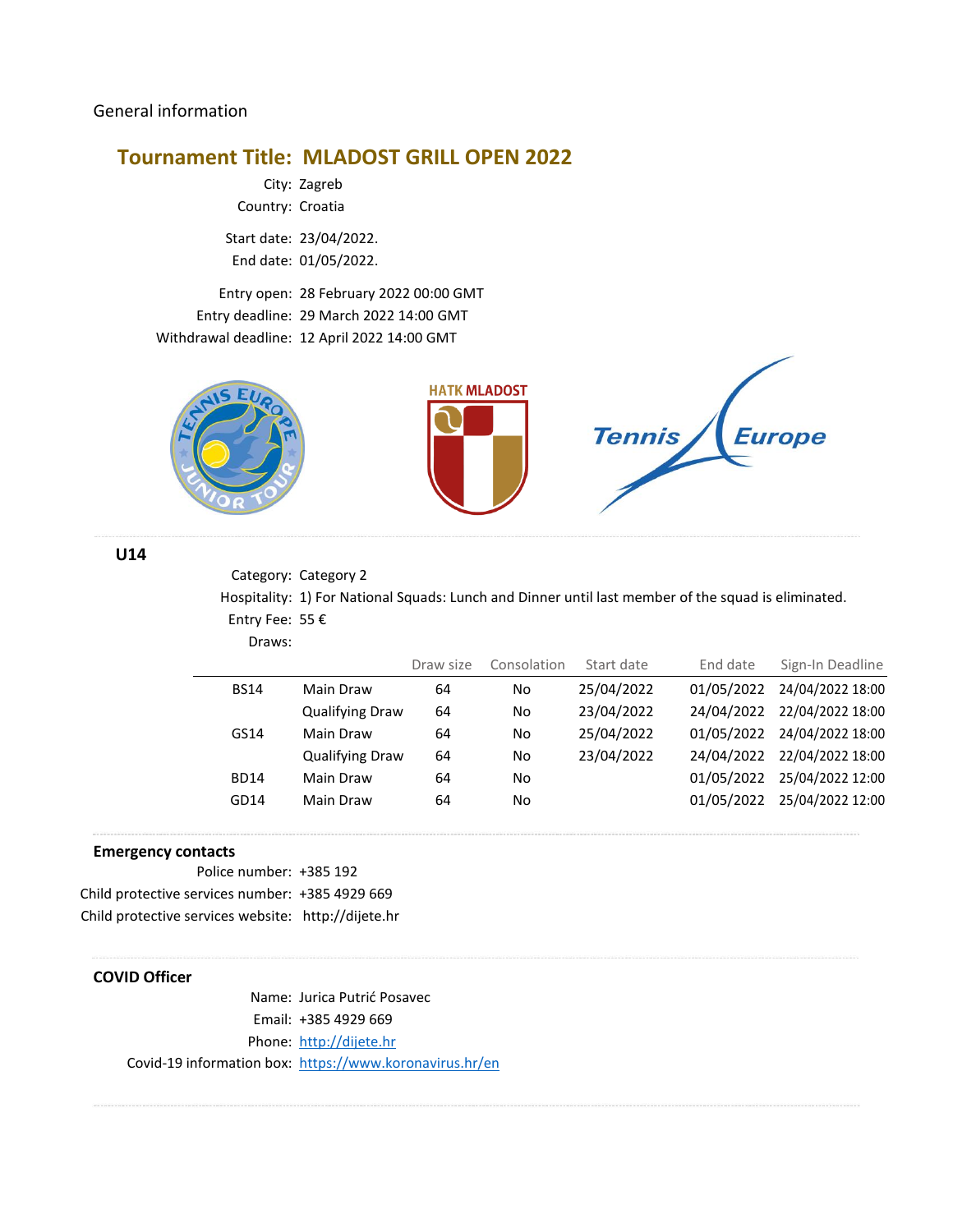General information

## Tournament Title: MLADOST GRILL OPEN 2022

City: Zagreb
Country: Croatia

Start date: 23/04/2022.
End date: 01/05/2022.

Entry open: 28 February 2022 00:00 GMT
Entry deadline: 29 March 2022 14:00 GMT
Withdrawal deadline: 12 April 2022 14:00 GMT

### U14

Category: Category 2
Hospitality: 1) For National Squads: Lunch and Dinner until last member of the squad is eliminated.
Entry Fee: 55 €
Draws:

| | | Draw size | Consolation | Start date | End date | Sign-In Deadline |
|---|---|---|---|---|---|---|
| BS14 | Main Draw | 64 | No | 25/04/2022 | 01/05/2022 | 24/04/2022 18:00 |
| | Qualifying Draw | 64 | No | 23/04/2022 | 24/04/2022 | 22/04/2022 18:00 |
| GS14 | Main Draw | 64 | No | 25/04/2022 | 01/05/2022 | 24/04/2022 18:00 |
| | Qualifying Draw | 64 | No | 23/04/2022 | 24/04/2022 | 22/04/2022 18:00 |
| BD14 | Main Draw | 64 | No | | 01/05/2022 | 25/04/2022 12:00 |
| GD14 | Main Draw | 64 | No | | 01/05/2022 | 25/04/2022 12:00 |

### Emergency contacts

Police number: +385 192
Child protective services number: +385 4929 669
Child protective services website: http://dijete.hr

### COVID Officer

Name: Jurica Putrić Posavec
Email: +385 4929 669
Phone: http://dijete.hr
Covid-19 information box: https://www.koronavirus.hr/en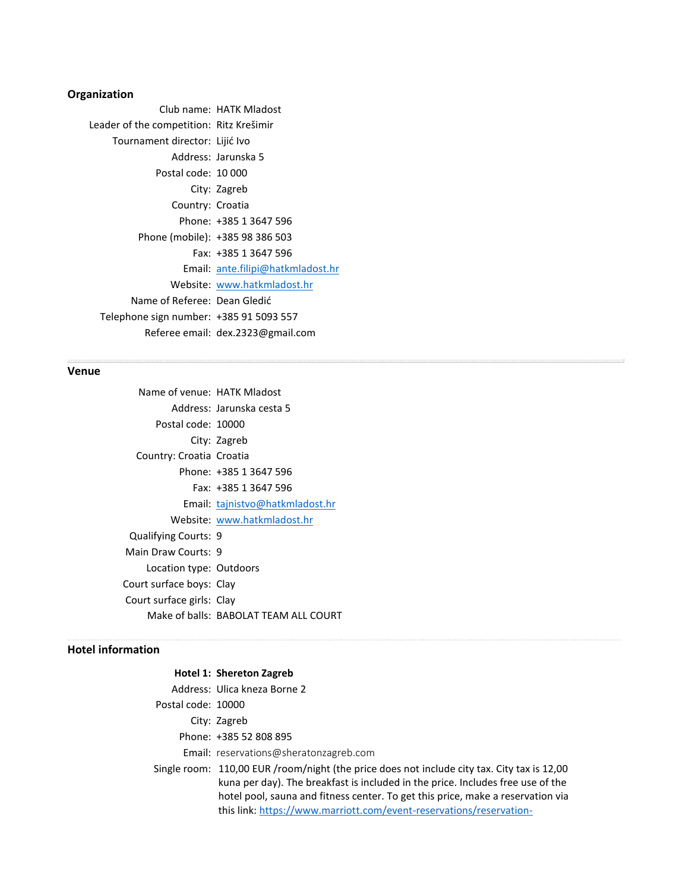## Organization

| | |
|---|---|
| Club name: | HATK Mladost |
| Leader of the competition: | Ritz Krešimir |
| Tournament director: | Lijić Ivo |
| Address: | Jarunska 5 |
| Postal code: | 10 000 |
| City: | Zagreb |
| Country: | Croatia |
| Phone: | +385 1 3647 596 |
| Phone (mobile): | +385 98 386 503 |
| Fax: | +385 1 3647 596 |
| Email: | ante.filipi@hatkmladost.hr |
| Website: | www.hatkmladost.hr |
| Name of Referee: | Dean Gledić |
| Telephone sign number: | +385 91 5093 557 |
| Referee email: | dex.2323@gmail.com |

## Venue

| | |
|---|---|
| Name of venue: | HATK Mladost |
| Address: | Jarunska cesta 5 |
| Postal code: | 10000 |
| City: | Zagreb |
| Country: Croatia | Croatia |
| Phone: | +385 1 3647 596 |
| Fax: | +385 1 3647 596 |
| Email: | tajnistvo@hatkmladost.hr |
| Website: | www.hatkmladost.hr |
| Qualifying Courts: | 9 |
| Main Draw Courts: | 9 |
| Location type: | Outdoors |
| Court surface boys: | Clay |
| Court surface girls: | Clay |
| Make of balls: | BABOLAT TEAM ALL COURT |

## Hotel information

| | |
|---|---|
| **Hotel 1:** | **Shereton Zagreb** |
| Address: | Ulica kneza Borne 2 |
| Postal code: | 10000 |
| City: | Zagreb |
| Phone: | +385 52 808 895 |
| Email: | reservations@sheratonzagreb.com |
| Single room: | 110,00 EUR /room/night (the price does not include city tax. City tax is 12,00 kuna per day). The breakfast is included in the price. Includes free use of the hotel pool, sauna and fitness center. To get this price, make a reservation via this link: https://www.marriott.com/event-reservations/reservation- |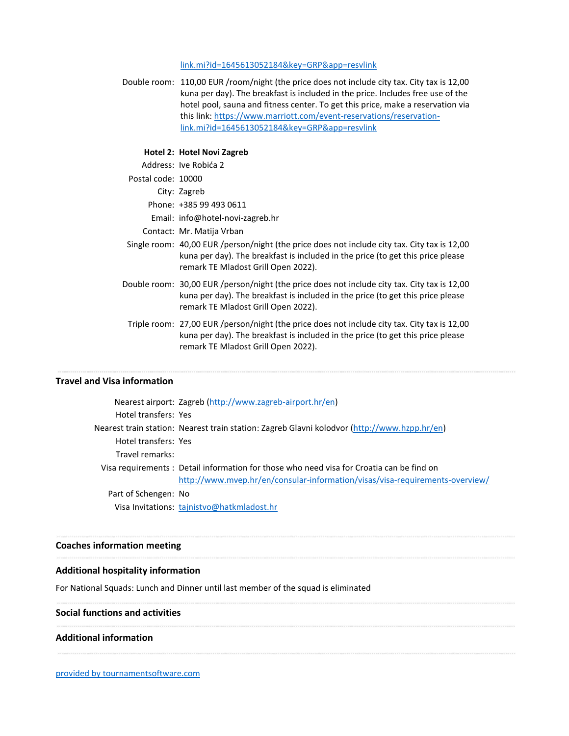[link.mi?id=1645613052184&key=GRP&app=resvlink](https://www.marriott.com/event-reservations/reservation-link.mi?id=1645613052184&key=GRP&app=resvlink)

Double room: 110,00 EUR /room/night (the price does not include city tax. City tax is 12,00 kuna per day). The breakfast is included in the price. Includes free use of the hotel pool, sauna and fitness center. To get this price, make a reservation via this link: [https://www.marriott.com/event-reservations/reservation-link.mi?id=1645613052184&key=GRP&app=resvlink](https://www.marriott.com/event-reservations/reservation-link.mi?id=1645613052184&key=GRP&app=resvlink)

**Hotel 2: Hotel Novi Zagreb**

Address: Ive Robića 2

Postal code: 10000

City: Zagreb

Phone: +385 99 493 0611

Email: info@hotel-novi-zagreb.hr

Contact: Mr. Matija Vrban

Single room: 40,00 EUR /person/night (the price does not include city tax. City tax is 12,00 kuna per day). The breakfast is included in the price (to get this price please remark TE Mladost Grill Open 2022).

Double room: 30,00 EUR /person/night (the price does not include city tax. City tax is 12,00 kuna per day). The breakfast is included in the price (to get this price please remark TE Mladost Grill Open 2022).

Triple room: 27,00 EUR /person/night (the price does not include city tax. City tax is 12,00 kuna per day). The breakfast is included in the price (to get this price please remark TE Mladost Grill Open 2022).

## Travel and Visa information

Nearest airport: Zagreb ([http://www.zagreb-airport.hr/en](http://www.zagreb-airport.hr/en))

Hotel transfers: Yes

Nearest train station: Nearest train station: Zagreb Glavni kolodvor ([http://www.hzpp.hr/en](http://www.hzpp.hr/en))

Hotel transfers: Yes

Travel remarks:

Visa requirements : Detail information for those who need visa for Croatia can be find on [http://www.mvep.hr/en/consular-information/visas/visa-requirements-overview/](http://www.mvep.hr/en/consular-information/visas/visa-requirements-overview/)

Part of Schengen: No

Visa Invitations: [tajnistvo@hatkmladost.hr](mailto:tajnistvo@hatkmladost.hr)

## Coaches information meeting

## Additional hospitality information

For National Squads: Lunch and Dinner until last member of the squad is eliminated

## Social functions and activities

## Additional information

[provided by tournamentsoftware.com](https://www.tournamentsoftware.com)